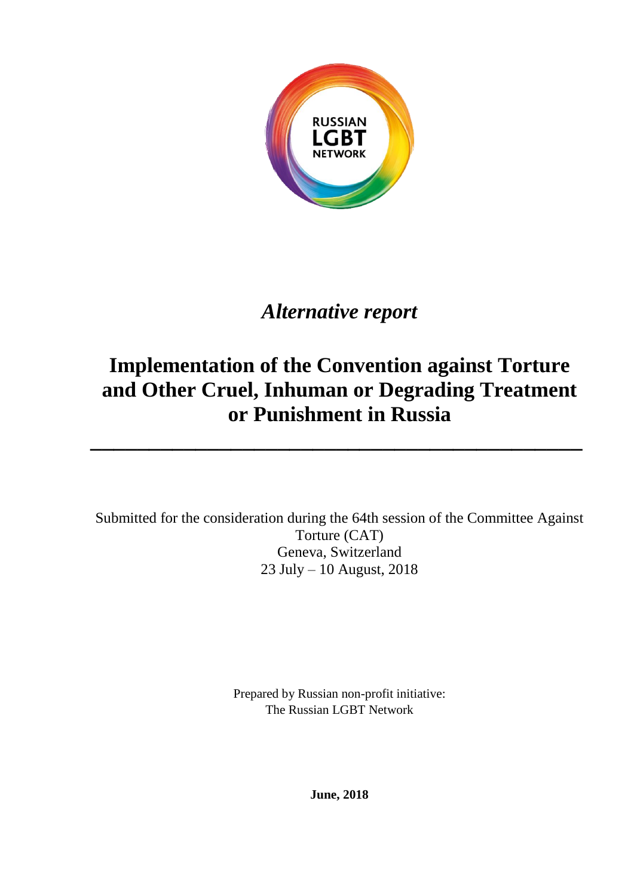RUSSIAN LGBT NETWORK

*Alternative report*

# Implementation of the Convention against Torture and Other Cruel, Inhuman or Degrading Treatment or Punishment in Russia

---

Submitted for the consideration during the 64th session of the Committee Against Torture (CAT)
Geneva, Switzerland
23 July – 10 August, 2018

Prepared by Russian non-profit initiative:
The Russian LGBT Network

**June, 2018**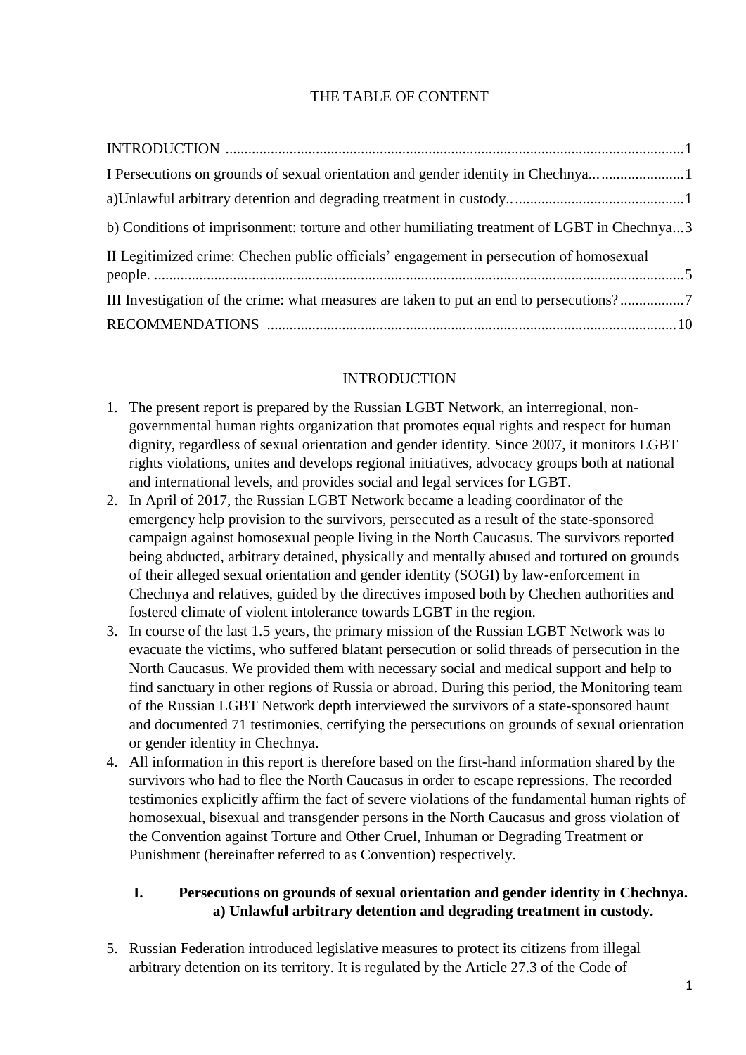THE TABLE OF CONTENT

| | |
|---|---|
| INTRODUCTION | 1 |
| I Persecutions on grounds of sexual orientation and gender identity in Chechnya... | 1 |
| a)Unlawful arbitrary detention and degrading treatment in custody.. | 1 |
| b) Conditions of imprisonment: torture and other humiliating treatment of LGBT in Chechnya | 3 |
| II Legitimized crime: Chechen public officials' engagement in persecution of homosexual people. | 5 |
| III Investigation of the crime: what measures are taken to put an end to persecutions? | 7 |
| RECOMMENDATIONS | 10 |

## INTRODUCTION

1. The present report is prepared by the Russian LGBT Network, an interregional, non-governmental human rights organization that promotes equal rights and respect for human dignity, regardless of sexual orientation and gender identity. Since 2007, it monitors LGBT rights violations, unites and develops regional initiatives, advocacy groups both at national and international levels, and provides social and legal services for LGBT.
2. In April of 2017, the Russian LGBT Network became a leading coordinator of the emergency help provision to the survivors, persecuted as a result of the state-sponsored campaign against homosexual people living in the North Caucasus. The survivors reported being abducted, arbitrary detained, physically and mentally abused and tortured on grounds of their alleged sexual orientation and gender identity (SOGI) by law-enforcement in Chechnya and relatives, guided by the directives imposed both by Chechen authorities and fostered climate of violent intolerance towards LGBT in the region.
3. In course of the last 1.5 years, the primary mission of the Russian LGBT Network was to evacuate the victims, who suffered blatant persecution or solid threads of persecution in the North Caucasus. We provided them with necessary social and medical support and help to find sanctuary in other regions of Russia or abroad. During this period, the Monitoring team of the Russian LGBT Network depth interviewed the survivors of a state-sponsored haunt and documented 71 testimonies, certifying the persecutions on grounds of sexual orientation or gender identity in Chechnya.
4. All information in this report is therefore based on the first-hand information shared by the survivors who had to flee the North Caucasus in order to escape repressions. The recorded testimonies explicitly affirm the fact of severe violations of the fundamental human rights of homosexual, bisexual and transgender persons in the North Caucasus and gross violation of the Convention against Torture and Other Cruel, Inhuman or Degrading Treatment or Punishment (hereinafter referred to as Convention) respectively.

## I. Persecutions on grounds of sexual orientation and gender identity in Chechnya.

### a) Unlawful arbitrary detention and degrading treatment in custody.

5. Russian Federation introduced legislative measures to protect its citizens from illegal arbitrary detention on its territory. It is regulated by the Article 27.3 of the Code of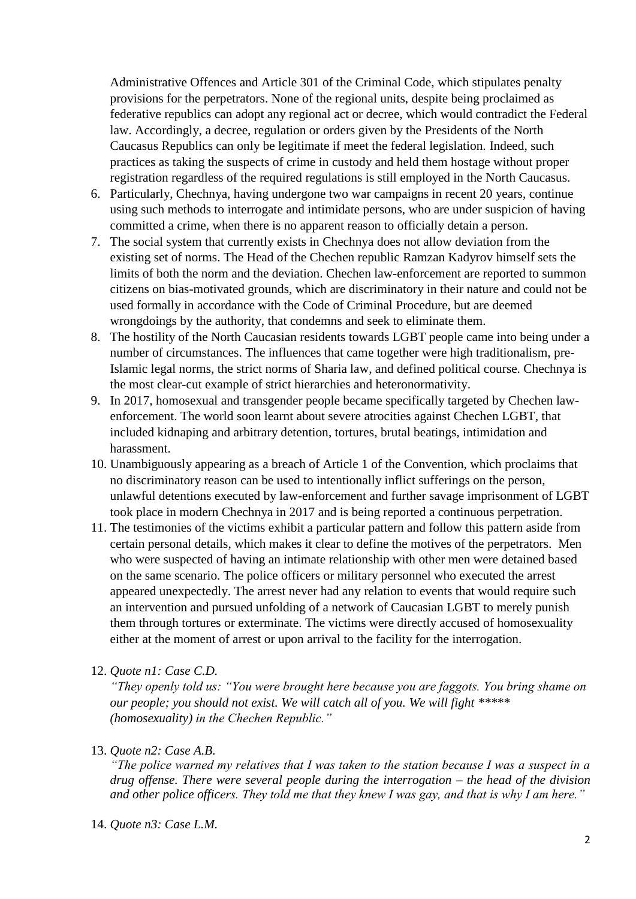Administrative Offences and Article 301 of the Criminal Code, which stipulates penalty provisions for the perpetrators. None of the regional units, despite being proclaimed as federative republics can adopt any regional act or decree, which would contradict the Federal law. Accordingly, a decree, regulation or orders given by the Presidents of the North Caucasus Republics can only be legitimate if meet the federal legislation. Indeed, such practices as taking the suspects of crime in custody and held them hostage without proper registration regardless of the required regulations is still employed in the North Caucasus.

6. Particularly, Chechnya, having undergone two war campaigns in recent 20 years, continue using such methods to interrogate and intimidate persons, who are under suspicion of having committed a crime, when there is no apparent reason to officially detain a person.
7. The social system that currently exists in Chechnya does not allow deviation from the existing set of norms. The Head of the Chechen republic Ramzan Kadyrov himself sets the limits of both the norm and the deviation. Chechen law-enforcement are reported to summon citizens on bias-motivated grounds, which are discriminatory in their nature and could not be used formally in accordance with the Code of Criminal Procedure, but are deemed wrongdoings by the authority, that condemns and seek to eliminate them.
8. The hostility of the North Caucasian residents towards LGBT people came into being under a number of circumstances. The influences that came together were high traditionalism, pre-Islamic legal norms, the strict norms of Sharia law, and defined political course. Chechnya is the most clear-cut example of strict hierarchies and heteronormativity.
9. In 2017, homosexual and transgender people became specifically targeted by Chechen law-enforcement. The world soon learnt about severe atrocities against Chechen LGBT, that included kidnaping and arbitrary detention, tortures, brutal beatings, intimidation and harassment.
10. Unambiguously appearing as a breach of Article 1 of the Convention, which proclaims that no discriminatory reason can be used to intentionally inflict sufferings on the person, unlawful detentions executed by law-enforcement and further savage imprisonment of LGBT took place in modern Chechnya in 2017 and is being reported a continuous perpetration.
11. The testimonies of the victims exhibit a particular pattern and follow this pattern aside from certain personal details, which makes it clear to define the motives of the perpetrators. Men who were suspected of having an intimate relationship with other men were detained based on the same scenario. The police officers or military personnel who executed the arrest appeared unexpectedly. The arrest never had any relation to events that would require such an intervention and pursued unfolding of a network of Caucasian LGBT to merely punish them through tortures or exterminate. The victims were directly accused of homosexuality either at the moment of arrest or upon arrival to the facility for the interrogation.
12. *Quote n1: Case C.D.*

    *"They openly told us: "You were brought here because you are faggots. You bring shame on our people; you should not exist. We will catch all of you. We will fight ***** (homosexuality) in the Chechen Republic."*

13. *Quote n2: Case A.B.*

    *"The police warned my relatives that I was taken to the station because I was a suspect in a drug offense. There were several people during the interrogation – the head of the division and other police officers. They told me that they knew I was gay, and that is why I am here."*

14. *Quote n3: Case L.M.*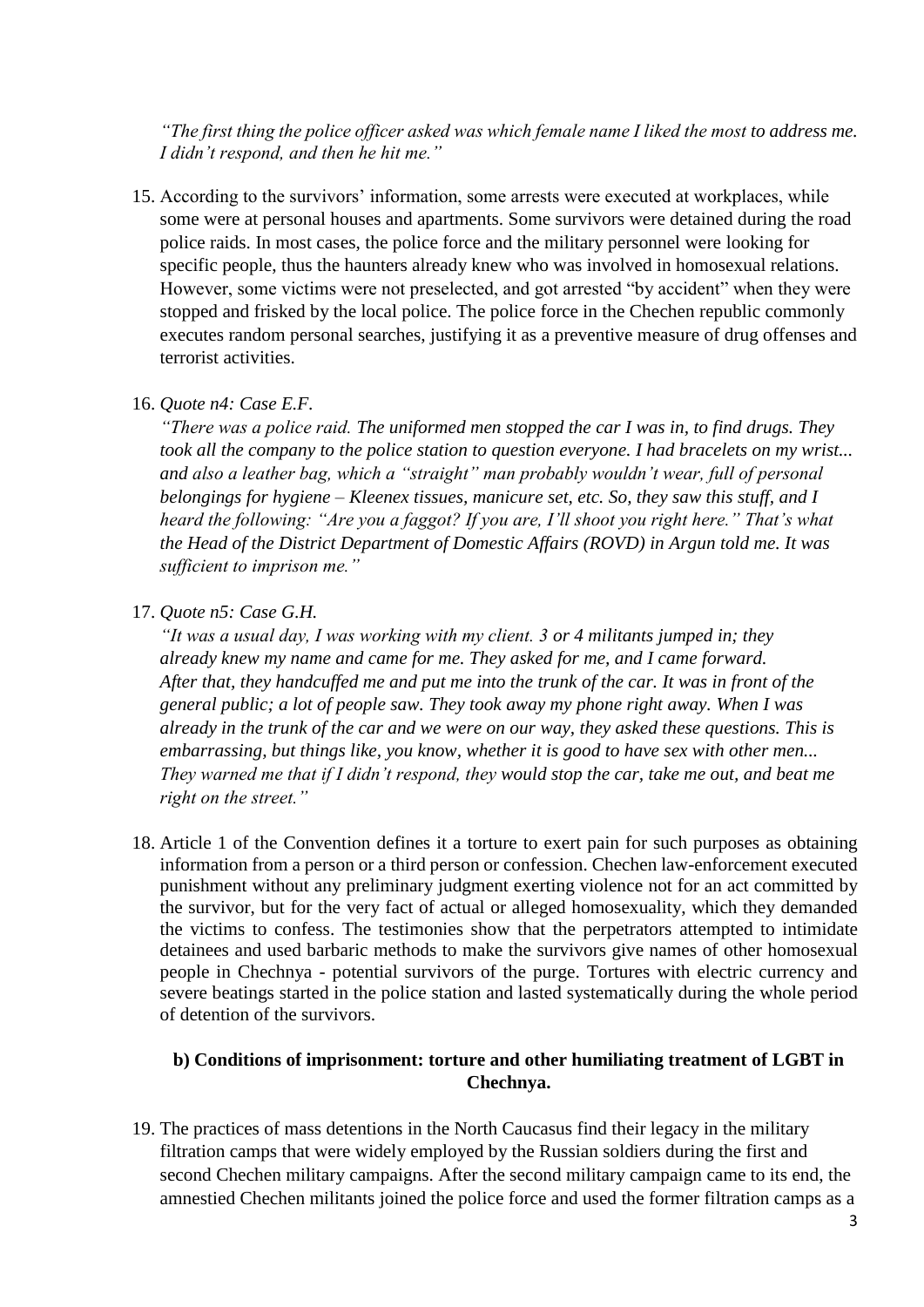*"The first thing the police officer asked was which female name I liked the most to address me. I didn't respond, and then he hit me."*

15. According to the survivors' information, some arrests were executed at workplaces, while some were at personal houses and apartments. Some survivors were detained during the road police raids. In most cases, the police force and the military personnel were looking for specific people, thus the haunters already knew who was involved in homosexual relations. However, some victims were not preselected, and got arrested "by accident" when they were stopped and frisked by the local police. The police force in the Chechen republic commonly executes random personal searches, justifying it as a preventive measure of drug offenses and terrorist activities.

16. *Quote n4: Case E.F.*
*"There was a police raid. The uniformed men stopped the car I was in, to find drugs. They took all the company to the police station to question everyone. I had bracelets on my wrist... and also a leather bag, which a "straight" man probably wouldn't wear, full of personal belongings for hygiene – Kleenex tissues, manicure set, etc. So, they saw this stuff, and I heard the following: "Are you a faggot? If you are, I'll shoot you right here." That's what the Head of the District Department of Domestic Affairs (ROVD) in Argun told me. It was sufficient to imprison me."*

17. *Quote n5: Case G.H.*
*"It was a usual day, I was working with my client. 3 or 4 militants jumped in; they already knew my name and came for me. They asked for me, and I came forward. After that, they handcuffed me and put me into the trunk of the car. It was in front of the general public; a lot of people saw. They took away my phone right away. When I was already in the trunk of the car and we were on our way, they asked these questions. This is embarrassing, but things like, you know, whether it is good to have sex with other men... They warned me that if I didn't respond, they would stop the car, take me out, and beat me right on the street."*

18. Article 1 of the Convention defines it a torture to exert pain for such purposes as obtaining information from a person or a third person or confession. Chechen law-enforcement executed punishment without any preliminary judgment exerting violence not for an act committed by the survivor, but for the very fact of actual or alleged homosexuality, which they demanded the victims to confess. The testimonies show that the perpetrators attempted to intimidate detainees and used barbaric methods to make the survivors give names of other homosexual people in Chechnya - potential survivors of the purge. Tortures with electric currency and severe beatings started in the police station and lasted systematically during the whole period of detention of the survivors.

### b) Conditions of imprisonment: torture and other humiliating treatment of LGBT in Chechnya.

19. The practices of mass detentions in the North Caucasus find their legacy in the military filtration camps that were widely employed by the Russian soldiers during the first and second Chechen military campaigns. After the second military campaign came to its end, the amnestied Chechen militants joined the police force and used the former filtration camps as a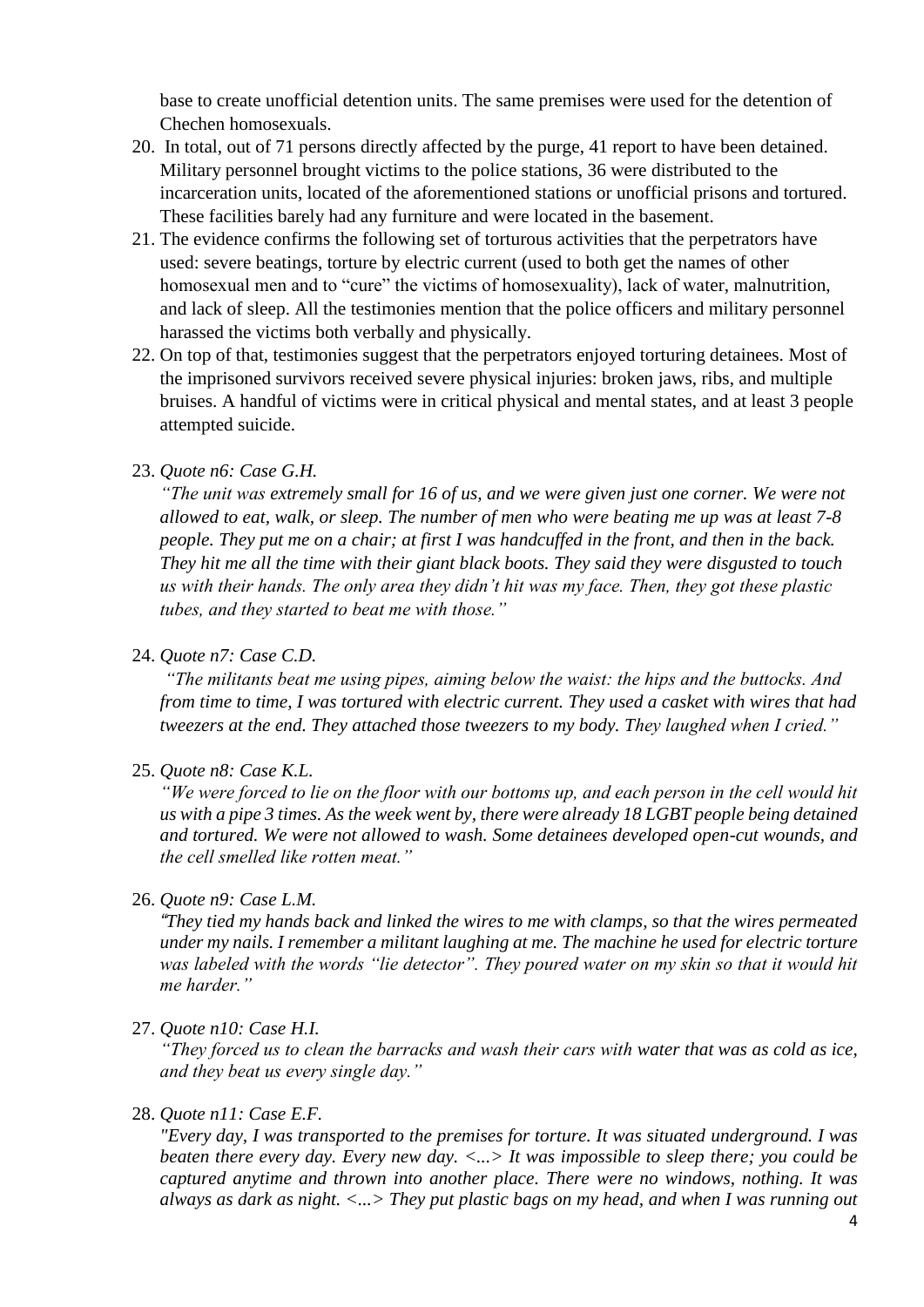base to create unofficial detention units. The same premises were used for the detention of Chechen homosexuals.

20. In total, out of 71 persons directly affected by the purge, 41 report to have been detained. Military personnel brought victims to the police stations, 36 were distributed to the incarceration units, located of the aforementioned stations or unofficial prisons and tortured. These facilities barely had any furniture and were located in the basement.
21. The evidence confirms the following set of torturous activities that the perpetrators have used: severe beatings, torture by electric current (used to both get the names of other homosexual men and to "cure" the victims of homosexuality), lack of water, malnutrition, and lack of sleep. All the testimonies mention that the police officers and military personnel harassed the victims both verbally and physically.
22. On top of that, testimonies suggest that the perpetrators enjoyed torturing detainees. Most of the imprisoned survivors received severe physical injuries: broken jaws, ribs, and multiple bruises. A handful of victims were in critical physical and mental states, and at least 3 people attempted suicide.
23. *Quote n6: Case G.H.*

    *"The unit was extremely small for 16 of us, and we were given just one corner. We were not allowed to eat, walk, or sleep. The number of men who were beating me up was at least 7-8 people. They put me on a chair; at first I was handcuffed in the front, and then in the back. They hit me all the time with their giant black boots. They said they were disgusted to touch us with their hands. The only area they didn't hit was my face. Then, they got these plastic tubes, and they started to beat me with those."*

24. *Quote n7: Case C.D.*

    *"The militants beat me using pipes, aiming below the waist: the hips and the buttocks. And from time to time, I was tortured with electric current. They used a casket with wires that had tweezers at the end. They attached those tweezers to my body. They laughed when I cried."*

25. *Quote n8: Case K.L.*

    *"We were forced to lie on the floor with our bottoms up, and each person in the cell would hit us with a pipe 3 times. As the week went by, there were already 18 LGBT people being detained and tortured. We were not allowed to wash. Some detainees developed open-cut wounds, and the cell smelled like rotten meat."*

26. *Quote n9: Case L.M.*

    *"They tied my hands back and linked the wires to me with clamps, so that the wires permeated under my nails. I remember a militant laughing at me. The machine he used for electric torture was labeled with the words "lie detector". They poured water on my skin so that it would hit me harder."*

27. *Quote n10: Case H.I.*

    *"They forced us to clean the barracks and wash their cars with water that was as cold as ice, and they beat us every single day."*

28. *Quote n11: Case E.F.*

    *"Every day, I was transported to the premises for torture. It was situated underground. I was beaten there every day. Every new day. <...> It was impossible to sleep there; you could be captured anytime and thrown into another place. There were no windows, nothing. It was always as dark as night. <...> They put plastic bags on my head, and when I was running out*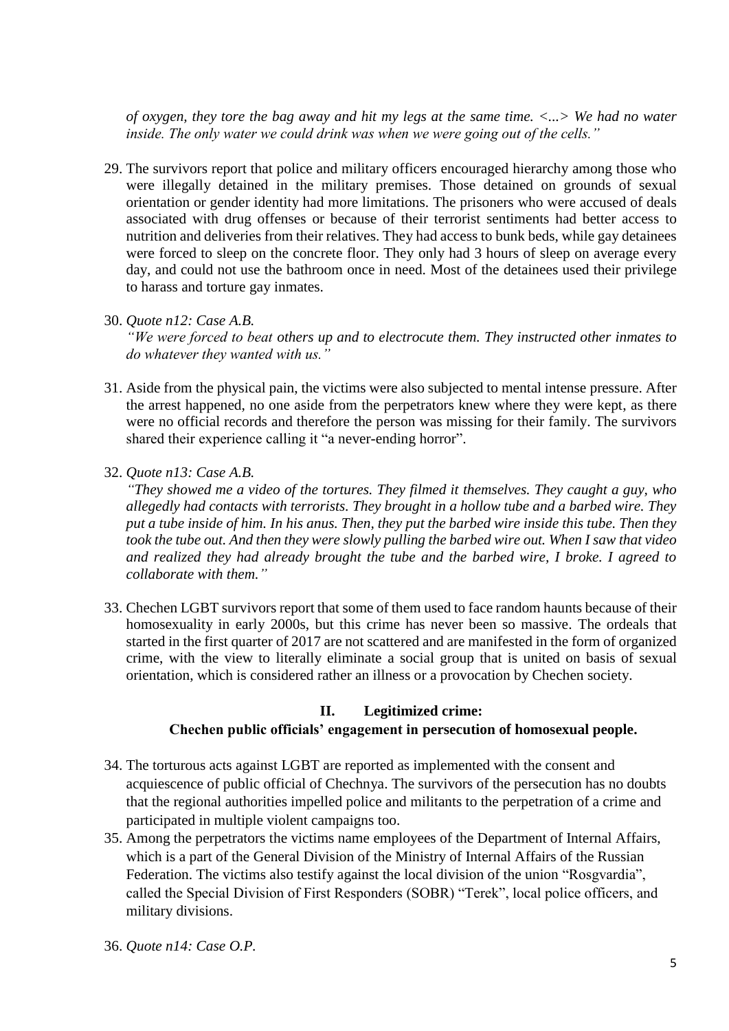*of oxygen, they tore the bag away and hit my legs at the same time. <...> We had no water inside. The only water we could drink was when we were going out of the cells."*

29. The survivors report that police and military officers encouraged hierarchy among those who were illegally detained in the military premises. Those detained on grounds of sexual orientation or gender identity had more limitations. The prisoners who were accused of deals associated with drug offenses or because of their terrorist sentiments had better access to nutrition and deliveries from their relatives. They had access to bunk beds, while gay detainees were forced to sleep on the concrete floor. They only had 3 hours of sleep on average every day, and could not use the bathroom once in need. Most of the detainees used their privilege to harass and torture gay inmates.

30. *Quote n12: Case A.B.*
*"We were forced to beat others up and to electrocute them. They instructed other inmates to do whatever they wanted with us."*

31. Aside from the physical pain, the victims were also subjected to mental intense pressure. After the arrest happened, no one aside from the perpetrators knew where they were kept, as there were no official records and therefore the person was missing for their family. The survivors shared their experience calling it "a never-ending horror".

32. *Quote n13: Case A.B.*
*"They showed me a video of the tortures. They filmed it themselves. They caught a guy, who allegedly had contacts with terrorists. They brought in a hollow tube and a barbed wire. They put a tube inside of him. In his anus. Then, they put the barbed wire inside this tube. Then they took the tube out. And then they were slowly pulling the barbed wire out. When I saw that video and realized they had already brought the tube and the barbed wire, I broke. I agreed to collaborate with them."*

33. Chechen LGBT survivors report that some of them used to face random haunts because of their homosexuality in early 2000s, but this crime has never been so massive. The ordeals that started in the first quarter of 2017 are not scattered and are manifested in the form of organized crime, with the view to literally eliminate a social group that is united on basis of sexual orientation, which is considered rather an illness or a provocation by Chechen society.

## II. Legitimized crime: Chechen public officials' engagement in persecution of homosexual people.

34. The torturous acts against LGBT are reported as implemented with the consent and acquiescence of public official of Chechnya. The survivors of the persecution has no doubts that the regional authorities impelled police and militants to the perpetration of a crime and participated in multiple violent campaigns too.
35. Among the perpetrators the victims name employees of the Department of Internal Affairs, which is a part of the General Division of the Ministry of Internal Affairs of the Russian Federation. The victims also testify against the local division of the union "Rosgvardia", called the Special Division of First Responders (SOBR) "Terek", local police officers, and military divisions.

36. *Quote n14: Case O.P.*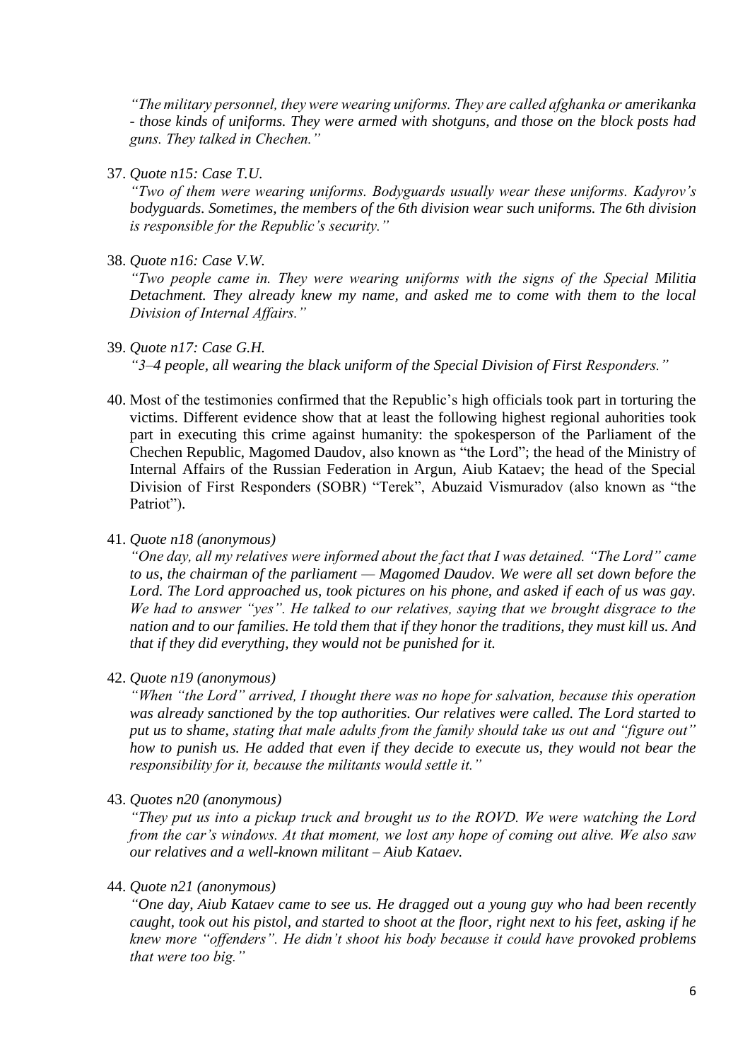*"The military personnel, they were wearing uniforms. They are called afghanka or amerikanka - those kinds of uniforms. They were armed with shotguns, and those on the block posts had guns. They talked in Chechen."*

37. *Quote n15: Case T.U.*

    *"Two of them were wearing uniforms. Bodyguards usually wear these uniforms. Kadyrov's bodyguards. Sometimes, the members of the 6th division wear such uniforms. The 6th division is responsible for the Republic's security."*

38. *Quote n16: Case V.W.*

    *"Two people came in. They were wearing uniforms with the signs of the Special Militia Detachment. They already knew my name, and asked me to come with them to the local Division of Internal Affairs."*

39. *Quote n17: Case G.H.*

    *"3–4 people, all wearing the black uniform of the Special Division of First Responders."*

40. Most of the testimonies confirmed that the Republic's high officials took part in torturing the victims. Different evidence show that at least the following highest regional auhorities took part in executing this crime against humanity: the spokesperson of the Parliament of the Chechen Republic, Magomed Daudov, also known as "the Lord"; the head of the Ministry of Internal Affairs of the Russian Federation in Argun, Aiub Kataev; the head of the Special Division of First Responders (SOBR) "Terek", Abuzaid Vismuradov (also known as "the Patriot").

41. *Quote n18 (anonymous)*

    *"One day, all my relatives were informed about the fact that I was detained. "The Lord" came to us, the chairman of the parliament — Magomed Daudov. We were all set down before the Lord. The Lord approached us, took pictures on his phone, and asked if each of us was gay. We had to answer "yes". He talked to our relatives, saying that we brought disgrace to the nation and to our families. He told them that if they honor the traditions, they must kill us. And that if they did everything, they would not be punished for it.*

42. *Quote n19 (anonymous)*

    *"When "the Lord" arrived, I thought there was no hope for salvation, because this operation was already sanctioned by the top authorities. Our relatives were called. The Lord started to put us to shame, stating that male adults from the family should take us out and "figure out" how to punish us. He added that even if they decide to execute us, they would not bear the responsibility for it, because the militants would settle it."*

43. *Quotes n20 (anonymous)*

    *"They put us into a pickup truck and brought us to the ROVD. We were watching the Lord from the car's windows. At that moment, we lost any hope of coming out alive. We also saw our relatives and a well-known militant – Aiub Kataev.*

44. *Quote n21 (anonymous)*

    *"One day, Aiub Kataev came to see us. He dragged out a young guy who had been recently caught, took out his pistol, and started to shoot at the floor, right next to his feet, asking if he knew more "offenders". He didn't shoot his body because it could have provoked problems that were too big."*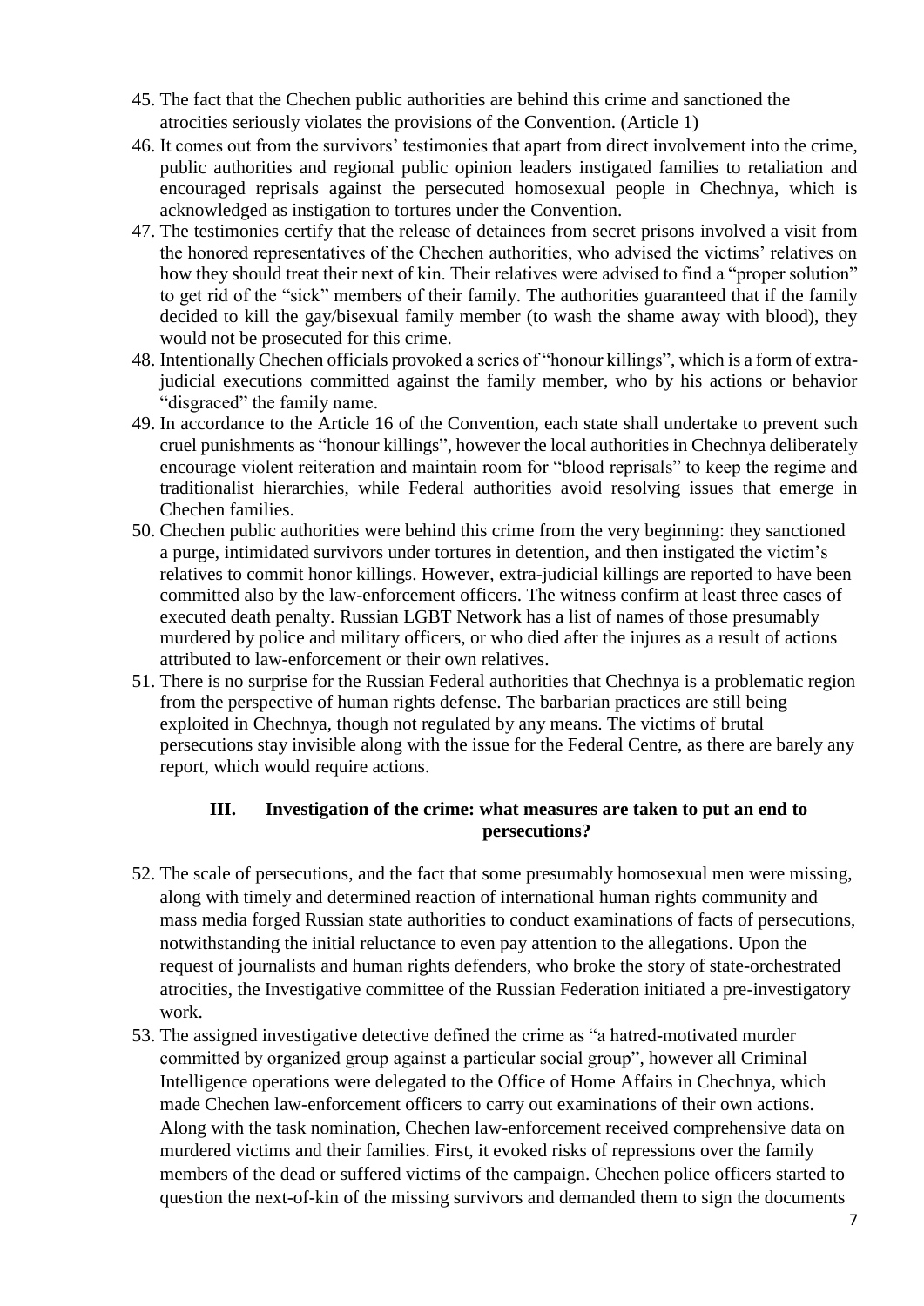45. The fact that the Chechen public authorities are behind this crime and sanctioned the atrocities seriously violates the provisions of the Convention. (Article 1)
46. It comes out from the survivors' testimonies that apart from direct involvement into the crime, public authorities and regional public opinion leaders instigated families to retaliation and encouraged reprisals against the persecuted homosexual people in Chechnya, which is acknowledged as instigation to tortures under the Convention.
47. The testimonies certify that the release of detainees from secret prisons involved a visit from the honored representatives of the Chechen authorities, who advised the victims' relatives on how they should treat their next of kin. Their relatives were advised to find a "proper solution" to get rid of the "sick" members of their family. The authorities guaranteed that if the family decided to kill the gay/bisexual family member (to wash the shame away with blood), they would not be prosecuted for this crime.
48. Intentionally Chechen officials provoked a series of "honour killings", which is a form of extra-judicial executions committed against the family member, who by his actions or behavior "disgraced" the family name.
49. In accordance to the Article 16 of the Convention, each state shall undertake to prevent such cruel punishments as "honour killings", however the local authorities in Chechnya deliberately encourage violent reiteration and maintain room for "blood reprisals" to keep the regime and traditionalist hierarchies, while Federal authorities avoid resolving issues that emerge in Chechen families.
50. Chechen public authorities were behind this crime from the very beginning: they sanctioned a purge, intimidated survivors under tortures in detention, and then instigated the victim's relatives to commit honor killings. However, extra-judicial killings are reported to have been committed also by the law-enforcement officers. The witness confirm at least three cases of executed death penalty. Russian LGBT Network has a list of names of those presumably murdered by police and military officers, or who died after the injures as a result of actions attributed to law-enforcement or their own relatives.
51. There is no surprise for the Russian Federal authorities that Chechnya is a problematic region from the perspective of human rights defense. The barbarian practices are still being exploited in Chechnya, though not regulated by any means. The victims of brutal persecutions stay invisible along with the issue for the Federal Centre, as there are barely any report, which would require actions.

## III. Investigation of the crime: what measures are taken to put an end to persecutions?

52. The scale of persecutions, and the fact that some presumably homosexual men were missing, along with timely and determined reaction of international human rights community and mass media forged Russian state authorities to conduct examinations of facts of persecutions, notwithstanding the initial reluctance to even pay attention to the allegations. Upon the request of journalists and human rights defenders, who broke the story of state-orchestrated atrocities, the Investigative committee of the Russian Federation initiated a pre-investigatory work.
53. The assigned investigative detective defined the crime as "a hatred-motivated murder committed by organized group against a particular social group", however all Criminal Intelligence operations were delegated to the Office of Home Affairs in Chechnya, which made Chechen law-enforcement officers to carry out examinations of their own actions. Along with the task nomination, Chechen law-enforcement received comprehensive data on murdered victims and their families. First, it evoked risks of repressions over the family members of the dead or suffered victims of the campaign. Chechen police officers started to question the next-of-kin of the missing survivors and demanded them to sign the documents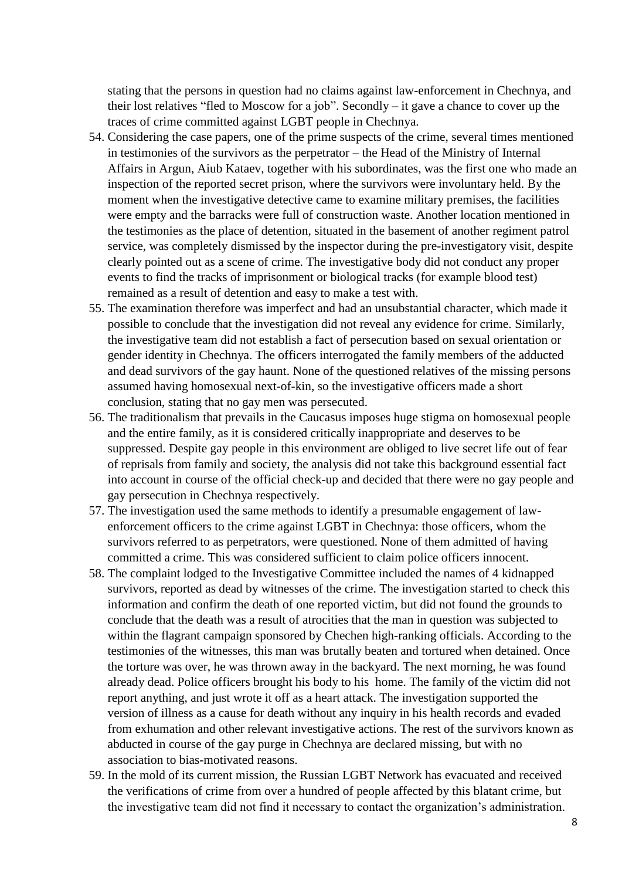stating that the persons in question had no claims against law-enforcement in Chechnya, and their lost relatives "fled to Moscow for a job". Secondly – it gave a chance to cover up the traces of crime committed against LGBT people in Chechnya.

54. Considering the case papers, one of the prime suspects of the crime, several times mentioned in testimonies of the survivors as the perpetrator – the Head of the Ministry of Internal Affairs in Argun, Aiub Kataev, together with his subordinates, was the first one who made an inspection of the reported secret prison, where the survivors were involuntary held. By the moment when the investigative detective came to examine military premises, the facilities were empty and the barracks were full of construction waste. Another location mentioned in the testimonies as the place of detention, situated in the basement of another regiment patrol service, was completely dismissed by the inspector during the pre-investigatory visit, despite clearly pointed out as a scene of crime. The investigative body did not conduct any proper events to find the tracks of imprisonment or biological tracks (for example blood test) remained as a result of detention and easy to make a test with.
55. The examination therefore was imperfect and had an unsubstantial character, which made it possible to conclude that the investigation did not reveal any evidence for crime. Similarly, the investigative team did not establish a fact of persecution based on sexual orientation or gender identity in Chechnya. The officers interrogated the family members of the adducted and dead survivors of the gay haunt. None of the questioned relatives of the missing persons assumed having homosexual next-of-kin, so the investigative officers made a short conclusion, stating that no gay men was persecuted.
56. The traditionalism that prevails in the Caucasus imposes huge stigma on homosexual people and the entire family, as it is considered critically inappropriate and deserves to be suppressed. Despite gay people in this environment are obliged to live secret life out of fear of reprisals from family and society, the analysis did not take this background essential fact into account in course of the official check-up and decided that there were no gay people and gay persecution in Chechnya respectively.
57. The investigation used the same methods to identify a presumable engagement of law-enforcement officers to the crime against LGBT in Chechnya: those officers, whom the survivors referred to as perpetrators, were questioned. None of them admitted of having committed a crime. This was considered sufficient to claim police officers innocent.
58. The complaint lodged to the Investigative Committee included the names of 4 kidnapped survivors, reported as dead by witnesses of the crime. The investigation started to check this information and confirm the death of one reported victim, but did not found the grounds to conclude that the death was a result of atrocities that the man in question was subjected to within the flagrant campaign sponsored by Chechen high-ranking officials. According to the testimonies of the witnesses, this man was brutally beaten and tortured when detained. Once the torture was over, he was thrown away in the backyard. The next morning, he was found already dead. Police officers brought his body to his home. The family of the victim did not report anything, and just wrote it off as a heart attack. The investigation supported the version of illness as a cause for death without any inquiry in his health records and evaded from exhumation and other relevant investigative actions. The rest of the survivors known as abducted in course of the gay purge in Chechnya are declared missing, but with no association to bias-motivated reasons.
59. In the mold of its current mission, the Russian LGBT Network has evacuated and received the verifications of crime from over a hundred of people affected by this blatant crime, but the investigative team did not find it necessary to contact the organization's administration.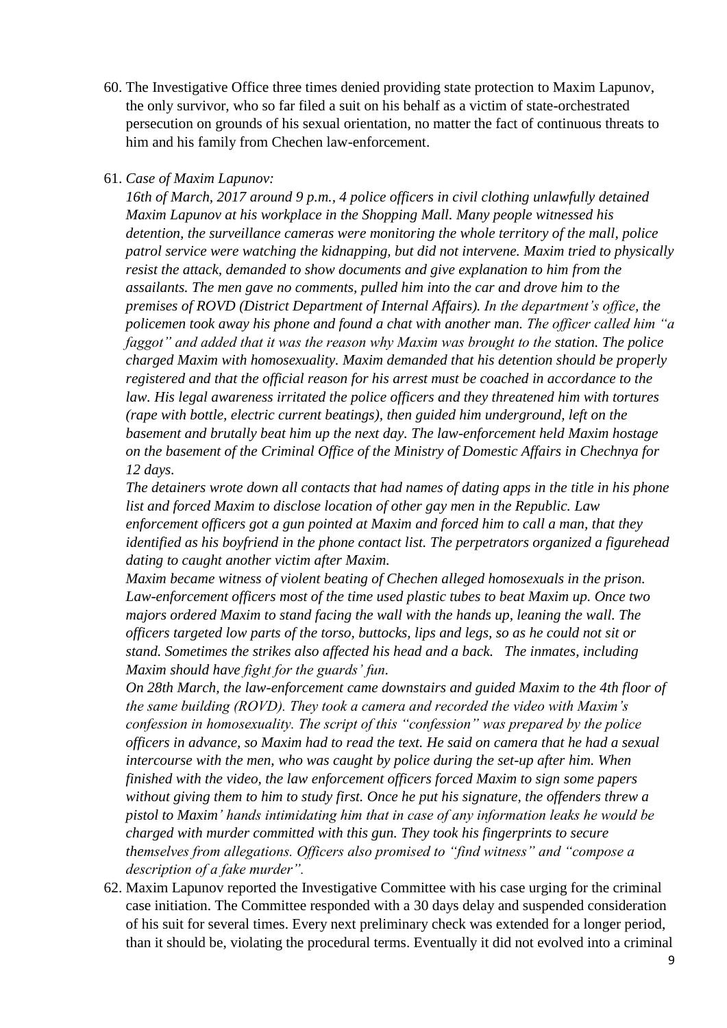60. The Investigative Office three times denied providing state protection to Maxim Lapunov, the only survivor, who so far filed a suit on his behalf as a victim of state-orchestrated persecution on grounds of his sexual orientation, no matter the fact of continuous threats to him and his family from Chechen law-enforcement.

61. *Case of Maxim Lapunov:*
*16th of March, 2017 around 9 p.m., 4 police officers in civil clothing unlawfully detained Maxim Lapunov at his workplace in the Shopping Mall. Many people witnessed his detention, the surveillance cameras were monitoring the whole territory of the mall, police patrol service were watching the kidnapping, but did not intervene. Maxim tried to physically resist the attack, demanded to show documents and give explanation to him from the assailants. The men gave no comments, pulled him into the car and drove him to the premises of ROVD (District Department of Internal Affairs). In the department's office, the policemen took away his phone and found a chat with another man. The officer called him "a faggot" and added that it was the reason why Maxim was brought to the station. The police charged Maxim with homosexuality. Maxim demanded that his detention should be properly registered and that the official reason for his arrest must be coached in accordance to the law. His legal awareness irritated the police officers and they threatened him with tortures (rape with bottle, electric current beatings), then guided him underground, left on the basement and brutally beat him up the next day. The law-enforcement held Maxim hostage on the basement of the Criminal Office of the Ministry of Domestic Affairs in Chechnya for 12 days.*
*The detainers wrote down all contacts that had names of dating apps in the title in his phone list and forced Maxim to disclose location of other gay men in the Republic. Law enforcement officers got a gun pointed at Maxim and forced him to call a man, that they identified as his boyfriend in the phone contact list. The perpetrators organized a figurehead dating to caught another victim after Maxim.*
*Maxim became witness of violent beating of Chechen alleged homosexuals in the prison. Law-enforcement officers most of the time used plastic tubes to beat Maxim up. Once two majors ordered Maxim to stand facing the wall with the hands up, leaning the wall. The officers targeted low parts of the torso, buttocks, lips and legs, so as he could not sit or stand. Sometimes the strikes also affected his head and a back. The inmates, including Maxim should have fight for the guards' fun.*
*On 28th March, the law-enforcement came downstairs and guided Maxim to the 4th floor of the same building (ROVD). They took a camera and recorded the video with Maxim's confession in homosexuality. The script of this "confession" was prepared by the police officers in advance, so Maxim had to read the text. He said on camera that he had a sexual intercourse with the men, who was caught by police during the set-up after him. When finished with the video, the law enforcement officers forced Maxim to sign some papers without giving them to him to study first. Once he put his signature, the offenders threw a pistol to Maxim' hands intimidating him that in case of any information leaks he would be charged with murder committed with this gun. They took his fingerprints to secure themselves from allegations. Officers also promised to "find witness" and "compose a description of a fake murder".*

62. Maxim Lapunov reported the Investigative Committee with his case urging for the criminal case initiation. The Committee responded with a 30 days delay and suspended consideration of his suit for several times. Every next preliminary check was extended for a longer period, than it should be, violating the procedural terms. Eventually it did not evolved into a criminal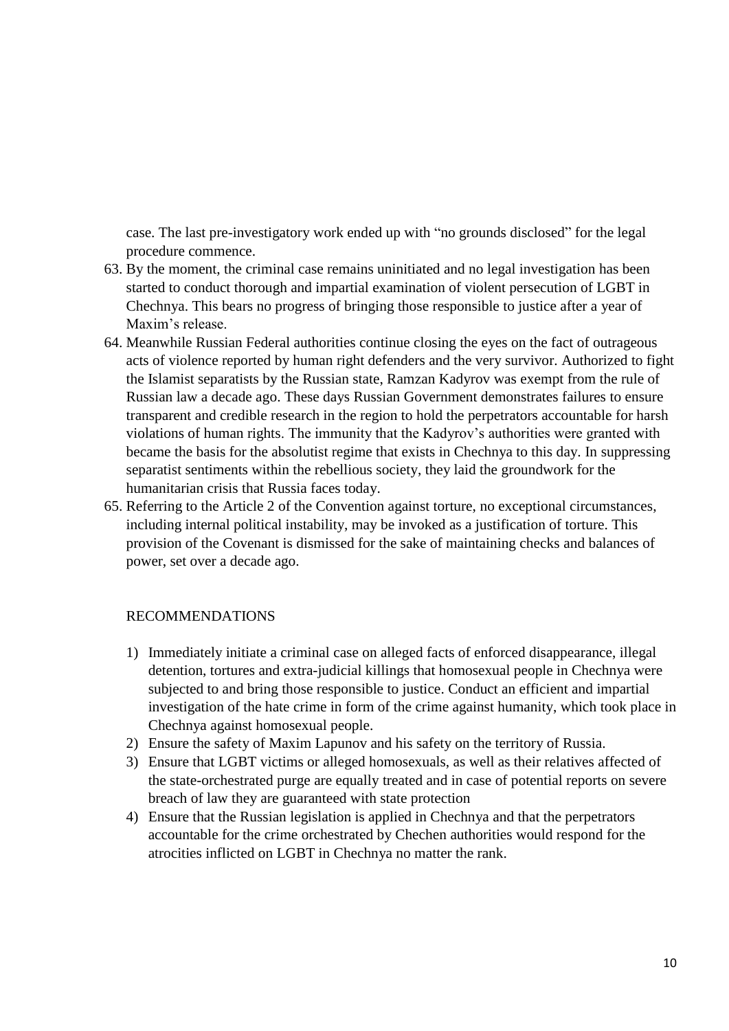case. The last pre-investigatory work ended up with "no grounds disclosed" for the legal procedure commence.

63. By the moment, the criminal case remains uninitiated and no legal investigation has been started to conduct thorough and impartial examination of violent persecution of LGBT in Chechnya. This bears no progress of bringing those responsible to justice after a year of Maxim's release.
64. Meanwhile Russian Federal authorities continue closing the eyes on the fact of outrageous acts of violence reported by human right defenders and the very survivor. Authorized to fight the Islamist separatists by the Russian state, Ramzan Kadyrov was exempt from the rule of Russian law a decade ago. These days Russian Government demonstrates failures to ensure transparent and credible research in the region to hold the perpetrators accountable for harsh violations of human rights. The immunity that the Kadyrov's authorities were granted with became the basis for the absolutist regime that exists in Chechnya to this day. In suppressing separatist sentiments within the rebellious society, they laid the groundwork for the humanitarian crisis that Russia faces today.
65. Referring to the Article 2 of the Convention against torture, no exceptional circumstances, including internal political instability, may be invoked as a justification of torture. This provision of the Covenant is dismissed for the sake of maintaining checks and balances of power, set over a decade ago.

RECOMMENDATIONS

1) Immediately initiate a criminal case on alleged facts of enforced disappearance, illegal detention, tortures and extra-judicial killings that homosexual people in Chechnya were subjected to and bring those responsible to justice. Conduct an efficient and impartial investigation of the hate crime in form of the crime against humanity, which took place in Chechnya against homosexual people.
2) Ensure the safety of Maxim Lapunov and his safety on the territory of Russia.
3) Ensure that LGBT victims or alleged homosexuals, as well as their relatives affected of the state-orchestrated purge are equally treated and in case of potential reports on severe breach of law they are guaranteed with state protection
4) Ensure that the Russian legislation is applied in Chechnya and that the perpetrators accountable for the crime orchestrated by Chechen authorities would respond for the atrocities inflicted on LGBT in Chechnya no matter the rank.